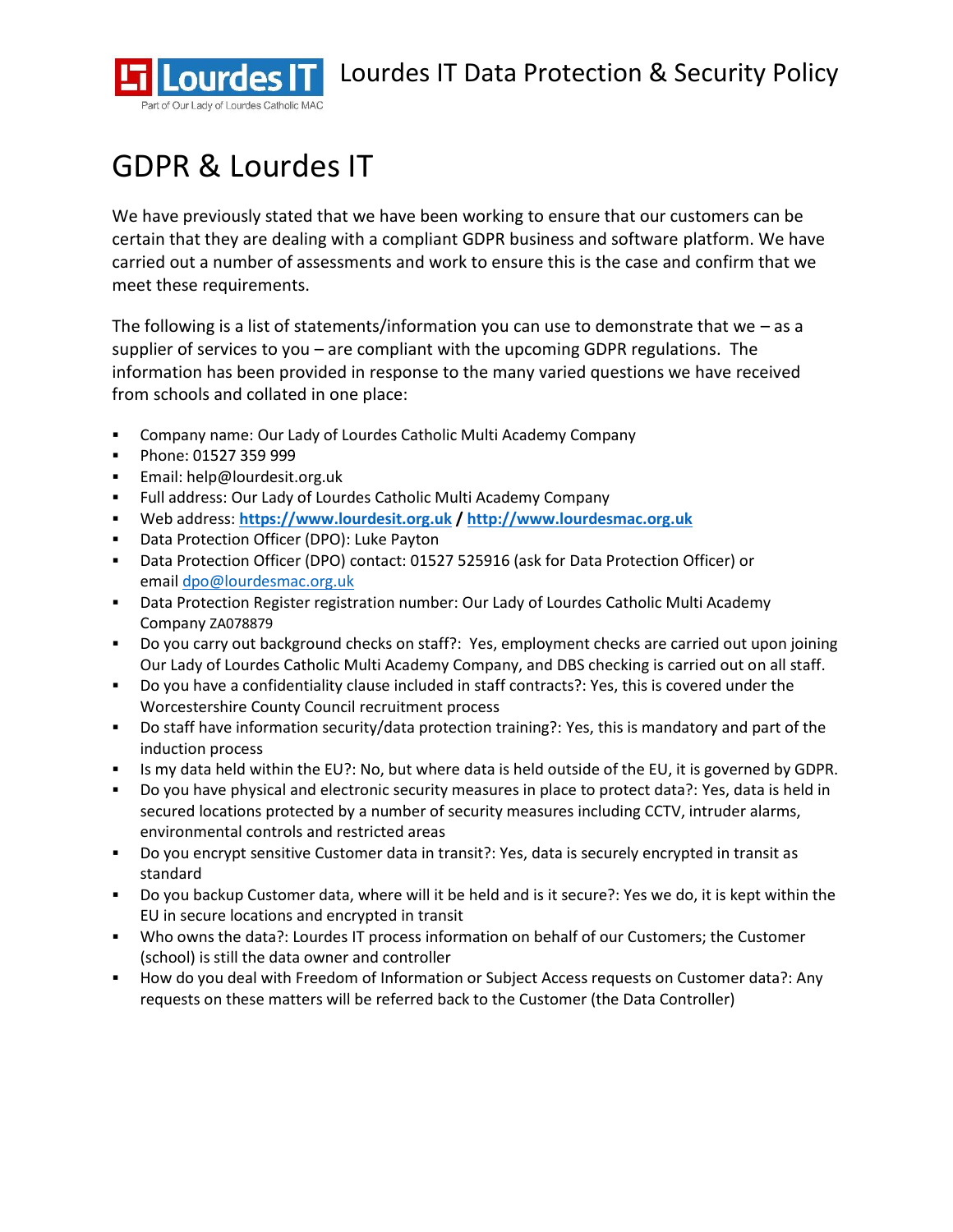# GDPR & Lourdes IT

We have previously stated that we have been working to ensure that our customers can be certain that they are dealing with a compliant GDPR business and software platform. We have carried out a number of assessments and work to ensure this is the case and confirm that we meet these requirements.

The following is a list of statements/information you can use to demonstrate that we – as a supplier of services to you – are compliant with the upcoming GDPR regulations. The information has been provided in response to the many varied questions we have received from schools and collated in one place:

- Company name: Our Lady of Lourdes Catholic Multi Academy Company
- Phone: 01527 359 999
- Email: help@lourdesit.org.uk
- Full address: Our Lady of Lourdes Catholic Multi Academy Company
- Web address: **https://www.lourdesit.org.uk** / **http://www.lourdesmac.org.uk**
- Data Protection Officer (DPO): Luke Payton
- Data Protection Officer (DPO) contact: 01527 525916 (ask for Data Protection Officer) or email dpo@lourdesmac.org.uk
- Data Protection Register registration number: Our Lady of Lourdes Catholic Multi Academy Company ZA078879
- Do you carry out background checks on staff?: Yes, employment checks are carried out upon joining Our Lady of Lourdes Catholic Multi Academy Company, and DBS checking is carried out on all staff.
- Do you have a confidentiality clause included in staff contracts?: Yes, this is covered under the Worcestershire County Council recruitment process
- Do staff have information security/data protection training?: Yes, this is mandatory and part of the induction process
- Is my data held within the EU?: No, but where data is held outside of the EU, it is governed by GDPR.
- Do you have physical and electronic security measures in place to protect data?: Yes, data is held in secured locations protected by a number of security measures including CCTV, intruder alarms, environmental controls and restricted areas
- Do you encrypt sensitive Customer data in transit?: Yes, data is securely encrypted in transit as standard
- Do you backup Customer data, where will it be held and is it secure?: Yes we do, it is kept within the EU in secure locations and encrypted in transit
- Who owns the data?: Lourdes IT process information on behalf of our Customers; the Customer (school) is still the data owner and controller
- How do you deal with Freedom of Information or Subject Access requests on Customer data?: Any requests on these matters will be referred back to the Customer (the Data Controller)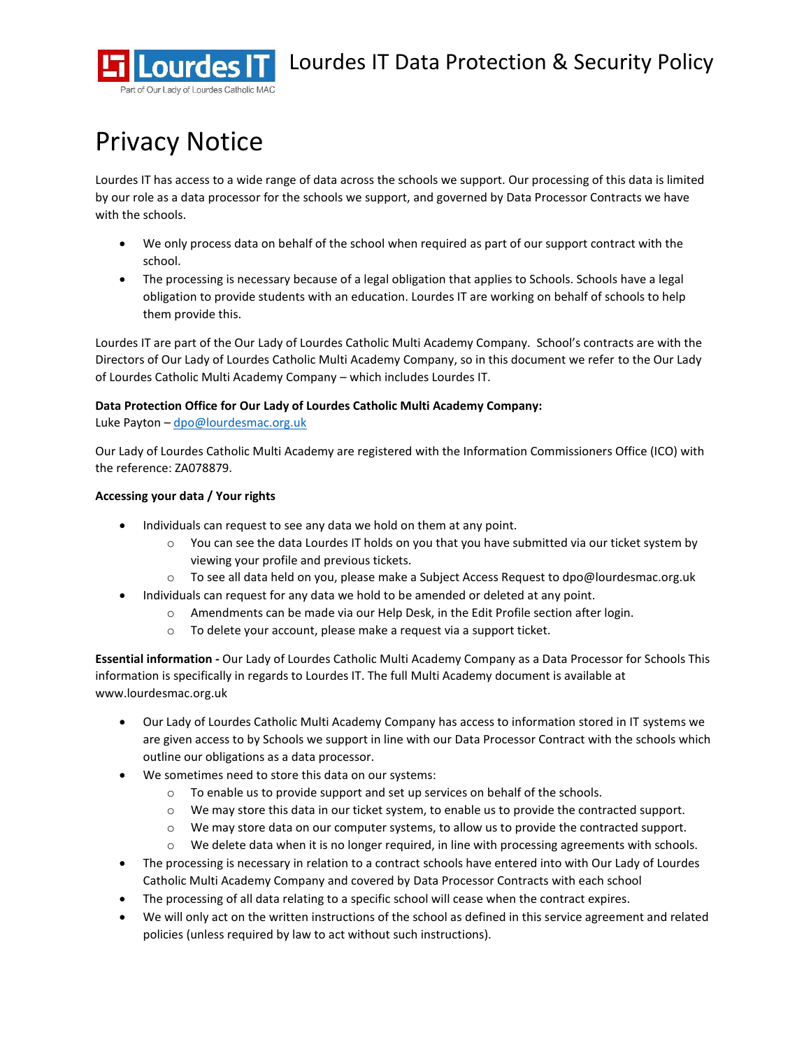# Privacy Notice

Lourdes IT has access to a wide range of data across the schools we support. Our processing of this data is limited by our role as a data processor for the schools we support, and governed by Data Processor Contracts we have with the schools.

- We only process data on behalf of the school when required as part of our support contract with the school.
- The processing is necessary because of a legal obligation that applies to Schools. Schools have a legal obligation to provide students with an education. Lourdes IT are working on behalf of schools to help them provide this.

Lourdes IT are part of the Our Lady of Lourdes Catholic Multi Academy Company. School's contracts are with the Directors of Our Lady of Lourdes Catholic Multi Academy Company, so in this document we refer to the Our Lady of Lourdes Catholic Multi Academy Company – which includes Lourdes IT.

**Data Protection Office for Our Lady of Lourdes Catholic Multi Academy Company:**
Luke Payton – dpo@lourdesmac.org.uk

Our Lady of Lourdes Catholic Multi Academy are registered with the Information Commissioners Office (ICO) with the reference: ZA078879.

**Accessing your data / Your rights**

- Individuals can request to see any data we hold on them at any point.
  - You can see the data Lourdes IT holds on you that you have submitted via our ticket system by viewing your profile and previous tickets.
  - To see all data held on you, please make a Subject Access Request to dpo@lourdesmac.org.uk
- Individuals can request for any data we hold to be amended or deleted at any point.
  - Amendments can be made via our Help Desk, in the Edit Profile section after login.
  - To delete your account, please make a request via a support ticket.

**Essential information -** Our Lady of Lourdes Catholic Multi Academy Company as a Data Processor for Schools This information is specifically in regards to Lourdes IT. The full Multi Academy document is available at www.lourdesmac.org.uk

- Our Lady of Lourdes Catholic Multi Academy Company has access to information stored in IT systems we are given access to by Schools we support in line with our Data Processor Contract with the schools which outline our obligations as a data processor.
- We sometimes need to store this data on our systems:
  - To enable us to provide support and set up services on behalf of the schools.
  - We may store this data in our ticket system, to enable us to provide the contracted support.
  - We may store data on our computer systems, to allow us to provide the contracted support.
  - We delete data when it is no longer required, in line with processing agreements with schools.
- The processing is necessary in relation to a contract schools have entered into with Our Lady of Lourdes Catholic Multi Academy Company and covered by Data Processor Contracts with each school
- The processing of all data relating to a specific school will cease when the contract expires.
- We will only act on the written instructions of the school as defined in this service agreement and related policies (unless required by law to act without such instructions).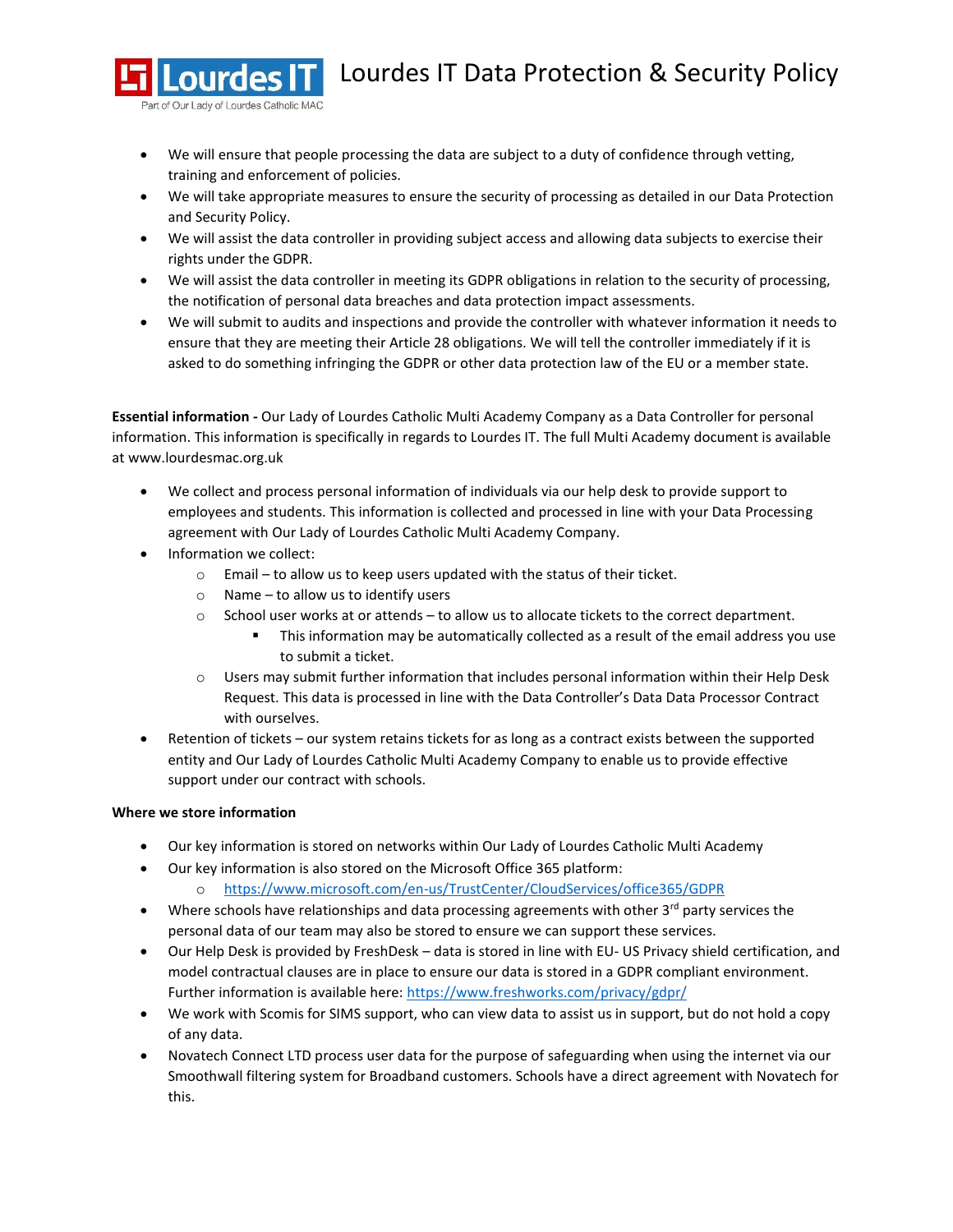- We will ensure that people processing the data are subject to a duty of confidence through vetting, training and enforcement of policies.
- We will take appropriate measures to ensure the security of processing as detailed in our Data Protection and Security Policy.
- We will assist the data controller in providing subject access and allowing data subjects to exercise their rights under the GDPR.
- We will assist the data controller in meeting its GDPR obligations in relation to the security of processing, the notification of personal data breaches and data protection impact assessments.
- We will submit to audits and inspections and provide the controller with whatever information it needs to ensure that they are meeting their Article 28 obligations. We will tell the controller immediately if it is asked to do something infringing the GDPR or other data protection law of the EU or a member state.

**Essential information -** Our Lady of Lourdes Catholic Multi Academy Company as a Data Controller for personal information. This information is specifically in regards to Lourdes IT. The full Multi Academy document is available at www.lourdesmac.org.uk

- We collect and process personal information of individuals via our help desk to provide support to employees and students. This information is collected and processed in line with your Data Processing agreement with Our Lady of Lourdes Catholic Multi Academy Company.
- Information we collect:
  - Email – to allow us to keep users updated with the status of their ticket.
  - Name – to allow us to identify users
  - School user works at or attends – to allow us to allocate tickets to the correct department.
    - This information may be automatically collected as a result of the email address you use to submit a ticket.
  - Users may submit further information that includes personal information within their Help Desk Request. This data is processed in line with the Data Controller's Data Data Processor Contract with ourselves.
- Retention of tickets – our system retains tickets for as long as a contract exists between the supported entity and Our Lady of Lourdes Catholic Multi Academy Company to enable us to provide effective support under our contract with schools.

**Where we store information**

- Our key information is stored on networks within Our Lady of Lourdes Catholic Multi Academy
- Our key information is also stored on the Microsoft Office 365 platform:
  - https://www.microsoft.com/en-us/TrustCenter/CloudServices/office365/GDPR
- Where schools have relationships and data processing agreements with other 3rd party services the personal data of our team may also be stored to ensure we can support these services.
- Our Help Desk is provided by FreshDesk – data is stored in line with EU- US Privacy shield certification, and model contractual clauses are in place to ensure our data is stored in a GDPR compliant environment. Further information is available here: https://www.freshworks.com/privacy/gdpr/
- We work with Scomis for SIMS support, who can view data to assist us in support, but do not hold a copy of any data.
- Novatech Connect LTD process user data for the purpose of safeguarding when using the internet via our Smoothwall filtering system for Broadband customers. Schools have a direct agreement with Novatech for this.